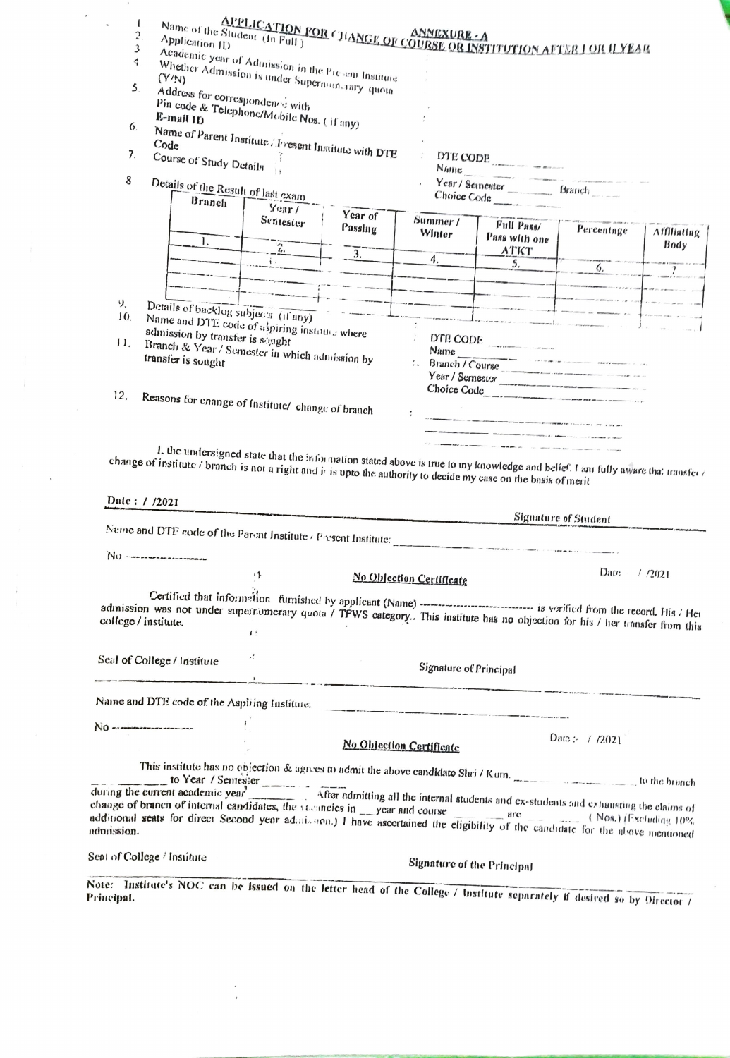## ANNEXURE - A

## APPLICATION FOR CHANGE OF COURSE OR INSTITUTION AFTER I OR II YEAR

1. Name of the Student (In Full) :
2. Application ID :
3. Academic year of Admission in the Present Institute :
4. Whether Admission is under Supernumerary quota (Y/N) :
5. Address for correspondence with Pin code & Telephone/Mobile Nos. (if any) E-mail ID :
6. Name of Parent Institute / Present Institute with DTE Code : DTE CODE ________
7. Course of Study Details : Name ________ Year / Semester ________ Branch ________ Choice Code ________
8. Details of the Result of last exam

| Branch | Year / Semester | Year of Passing | Summer / Winter | Full Pass/ Pass with one ATKT | Percentage | Affiliating Body |
|---|---|---|---|---|---|---|
| 1. | 2. | 3. | 4. | 5. | 6. | 7. |
| | | | | | | |
| | | | | | | |

9. Details of backlog subjects (if any) :
10. Name and DTE code of aspiring institute where admission by transfer is sought : DTE CODE ________ Name ________
11. Branch & Year / Semester in which admission by transfer is sought : Branch / Course ________ Year / Semester ________ Choice Code ________
12. Reasons for change of Institute/ change of branch :

I, the undersigned state that the information stated above is true to my knowledge and belief. I am fully aware that transfer / change of institute / branch is not a right and it is upto the authority to decide my case on the basis of merit

Date : / /2021

Signature of Student

Name and DTE code of the Parent Institute / Present Institute: ________________

No ------------------

### No Objection Certificate

Date / /2021

Certified that information furnished by applicant (Name) ---------------------------- is verified from the record. His / Her admission was not under supernumerary quota / TFWS category.. This institute has no objection for his / her transfer from this college / institute.

Seal of College / Institute

Signature of Principal

Name and DTE code of the Aspiring Institute: ________________

No ------------------

### No Objection Certificate

Date :- / /2021

This institute has no objection & agrees to admit the above candidate Shri / Kum. ________________ to the branch ________ to Year / Semester ________ during the current academic year ________. After admitting all the internal students and ex-students and exhausting the claims of change of branch of internal candidates, the vacancies in __ year and course ________ are ________ ( Nos.) (Excluding 10% additional seats for direct Second year admission.) I have ascertained the eligibility of the candidate for the above mentioned admission.

Seal of College / Institute

Signature of the Principal

Note: Institute's NOC can be issued on the letter head of the College / Institute separately if desired so by Director / Principal.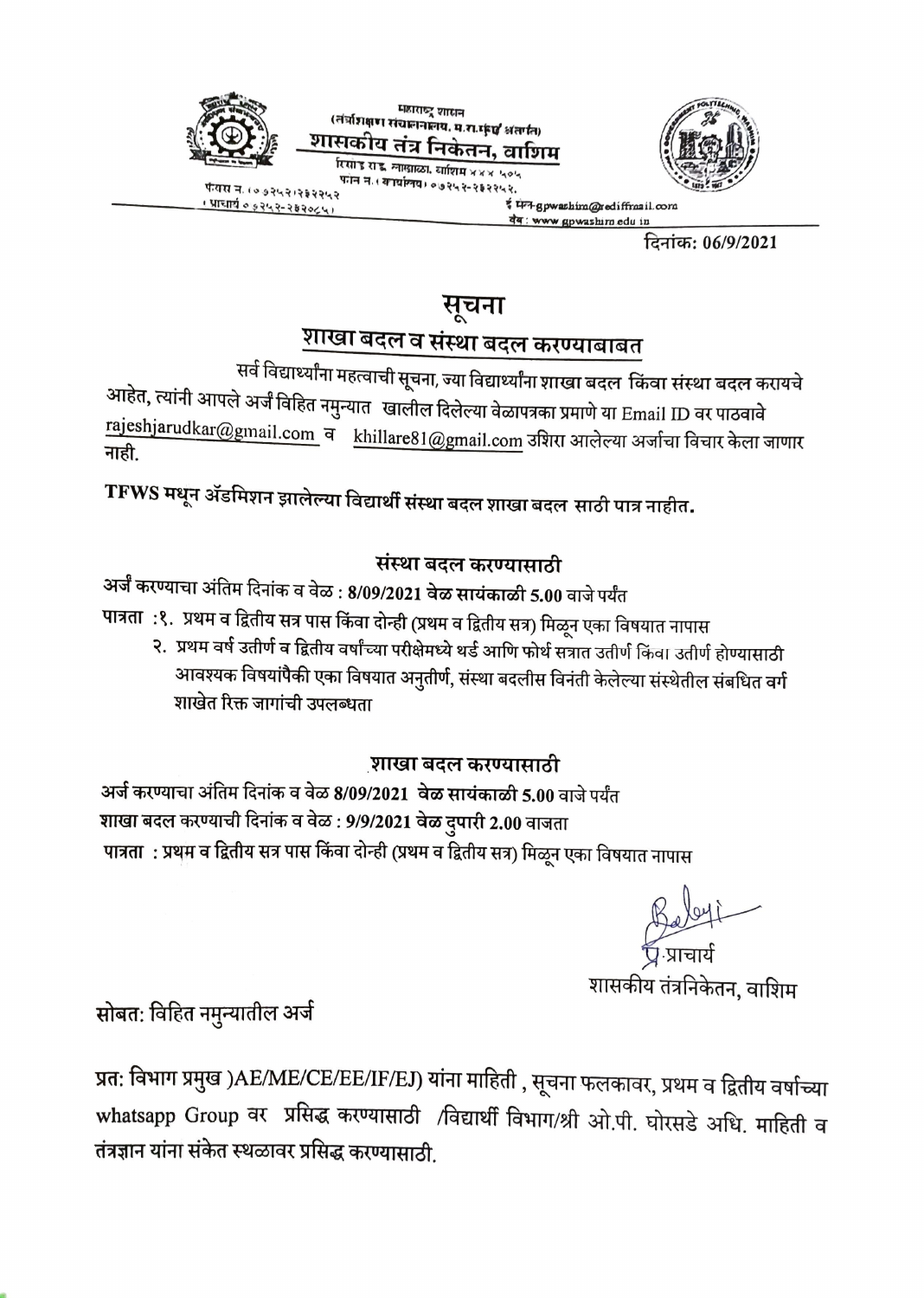महाराष्ट्र शासन
(तंत्रशिक्षण संचालनालय, म.रा.मुंबई अंतर्गत)

**शासकीय तंत्र निकेतन, वाशिम**

रिसोड रोड, लाखाळा, वाशिम ४४४ ५०५
फोन न. (कार्यालय) ०७२५२-२३२२५२,
फॅक्स न. (०७२५२)२३२२५२
(प्राचार्य ०७२५२-२३२०८५)
ई मेल-gpwashim@rediffmail.com
वेब : www.gpwashim.edu.in

दिनांक: 06/9/2021

# सूचना

## शाखा बदल व संस्था बदल करण्याबाबत

सर्व विद्यार्थ्यांना महत्वाची सूचना, ज्या विद्यार्थ्यांना शाखा बदल किंवा संस्था बदल करायचे आहेत, त्यांनी आपले अर्ज विहित नमुन्यात खालील दिलेल्या वेळापत्रका प्रमाणे या Email ID वर पाठवावे rajeshjarudkar@gmail.com व khillare81@gmail.com उशिरा आलेल्या अर्जाचा विचार केला जाणार नाही.

**TFWS मधून ॲडमिशन झालेल्या विद्यार्थी संस्था बदल शाखा बदल साठी पात्र नाहीत.**

### संस्था बदल करण्यासाठी

अर्ज करण्याचा अंतिम दिनांक व वेळ : **8/09/2021 वेळ सायंकाळी 5.00** वाजे पर्यंत

पात्रता :१. प्रथम व द्वितीय सत्र पास किंवा दोन्ही (प्रथम व द्वितीय सत्र) मिळून एका विषयात नापास

२. प्रथम वर्ष उतीर्ण व द्वितीय वर्षांच्या परीक्षेमध्ये थर्ड आणि फोर्थ सत्रात उतीर्ण किंवा उतीर्ण होण्यासाठी आवश्यक विषयांपैकी एका विषयात अनुतीर्ण, संस्था बदलीस विनंती केलेल्या संस्थेतील संबधित वर्ग शाखेत रिक्त जागांची उपलब्धता

### शाखा बदल करण्यासाठी

अर्ज करण्याचा अंतिम दिनांक व वेळ **8/09/2021 वेळ सायंकाळी 5.00** वाजे पर्यंत

शाखा बदल करण्याची दिनांक व वेळ : **9/9/2021 वेळ दुपारी 2.00** वाजता

पात्रता : प्रथम व द्वितीय सत्र पास किंवा दोन्ही (प्रथम व द्वितीय सत्र) मिळून एका विषयात नापास

प्र.प्राचार्य
शासकीय तंत्रनिकेतन, वाशिम

सोबत: विहित नमुन्यातील अर्ज

प्रत: विभाग प्रमुख )AE/ME/CE/EE/IF/EJ) यांना माहिती , सूचना फलकावर, प्रथम व द्वितीय वर्षाच्या whatsapp Group वर प्रसिद्ध करण्यासाठी /विद्यार्थी विभाग/श्री ओ.पी. घोरसडे अधि. माहिती व तंत्रज्ञान यांना संकेत स्थळावर प्रसिद्ध करण्यासाठी.